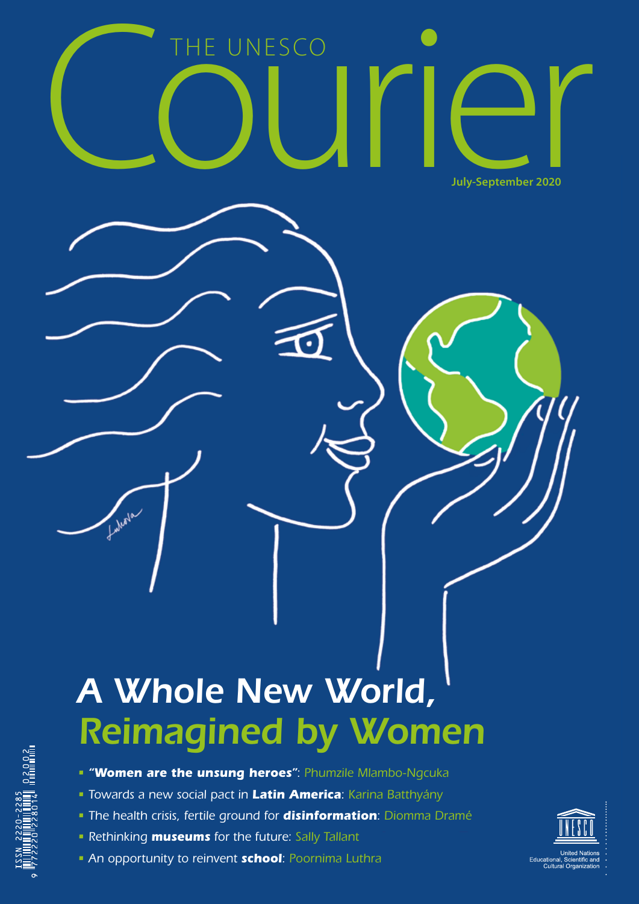# THE UNESCO Courier

July-September 2020

# A Whole New World, Reimagined by Women

- ***"Women are the unsung heroes"***: Phumzile Mlambo-Ngcuka
- Towards a new social pact in **Latin America**: Karina Batthyány
- The health crisis, fertile ground for ***disinformation***: Diomma Dramé
- Rethinking ***museums*** for the future: Sally Tallant
- An opportunity to reinvent ***school***: Poornima Luthra

ISSN 2220-2285

United Nations Educational, Scientific and Cultural Organization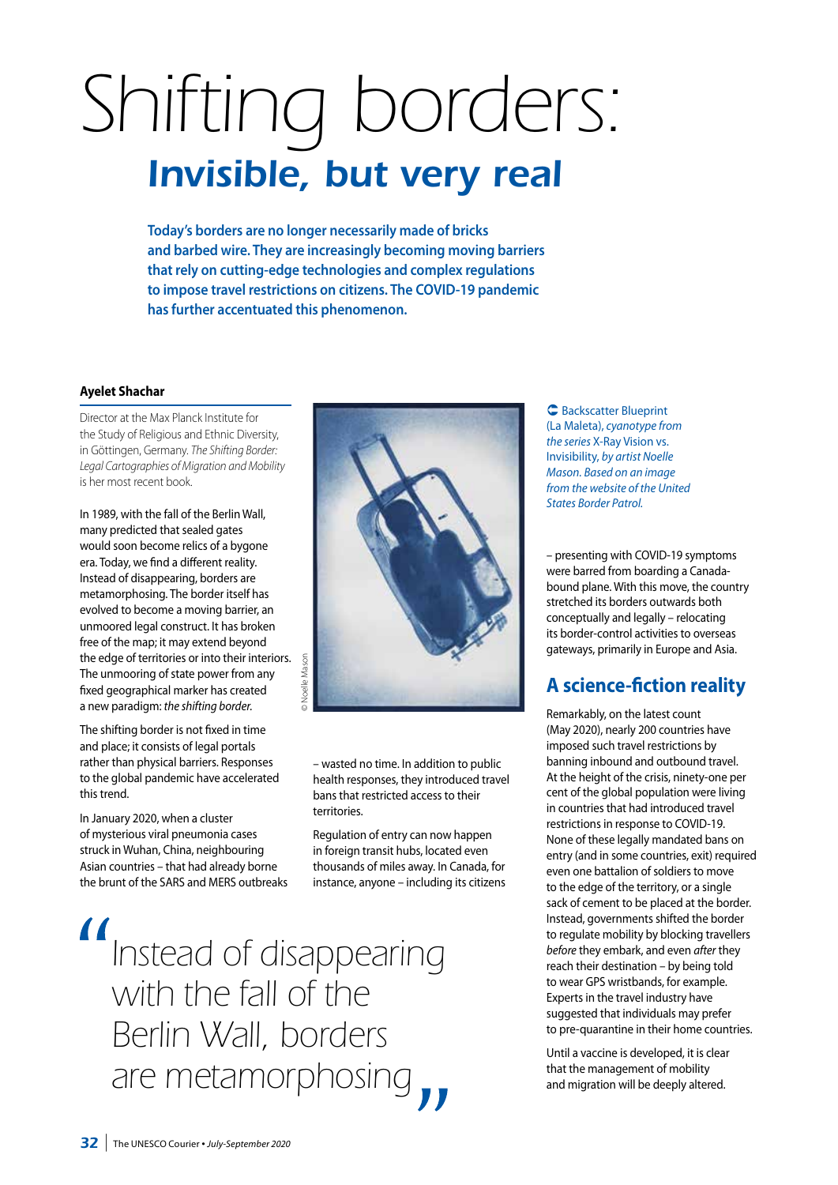# Shifting borders:

## *Invisible, but very real*

**Today's borders are no longer necessarily made of bricks and barbed wire. They are increasingly becoming moving barriers that rely on cutting-edge technologies and complex regulations to impose travel restrictions on citizens. The COVID-19 pandemic has further accentuated this phenomenon.**

**Ayelet Shachar**

Director at the Max Planck Institute for the Study of Religious and Ethnic Diversity, in Göttingen, Germany. *The Shifting Border: Legal Cartographies of Migration and Mobility* is her most recent book.

In 1989, with the fall of the Berlin Wall, many predicted that sealed gates would soon become relics of a bygone era. Today, we find a different reality. Instead of disappearing, borders are metamorphosing. The border itself has evolved to become a moving barrier, an unmoored legal construct. It has broken free of the map; it may extend beyond the edge of territories or into their interiors. The unmooring of state power from any fixed geographical marker has created a new paradigm: *the shifting border.*

The shifting border is not fixed in time and place; it consists of legal portals rather than physical barriers. Responses to the global pandemic have accelerated this trend.

In January 2020, when a cluster of mysterious viral pneumonia cases struck in Wuhan, China, neighbouring Asian countries – that had already borne the brunt of the SARS and MERS outbreaks – wasted no time. In addition to public health responses, they introduced travel bans that restricted access to their territories.

Regulation of entry can now happen in foreign transit hubs, located even thousands of miles away. In Canada, for instance, anyone – including its citizens – presenting with COVID-19 symptoms were barred from boarding a Canada-bound plane. With this move, the country stretched its borders outwards both conceptually and legally – relocating its border-control activities to overseas gateways, primarily in Europe and Asia.

© Noelle Mason

Backscatter Blueprint (La Maleta), *cyanotype from the series* X-Ray Vision vs. Invisibility, *by artist Noelle Mason. Based on an image from the website of the United States Border Patrol.*

> Instead of disappearing with the fall of the Berlin Wall, borders are metamorphosing

## A science-fiction reality

Remarkably, on the latest count (May 2020), nearly 200 countries have imposed such travel restrictions by banning inbound and outbound travel. At the height of the crisis, ninety-one per cent of the global population were living in countries that had introduced travel restrictions in response to COVID-19. None of these legally mandated bans on entry (and in some countries, exit) required even one battalion of soldiers to move to the edge of the territory, or a single sack of cement to be placed at the border. Instead, governments shifted the border to regulate mobility by blocking travellers *before* they embark, and even *after* they reach their destination – by being told to wear GPS wristbands, for example. Experts in the travel industry have suggested that individuals may prefer to pre-quarantine in their home countries.

Until a vaccine is developed, it is clear that the management of mobility and migration will be deeply altered.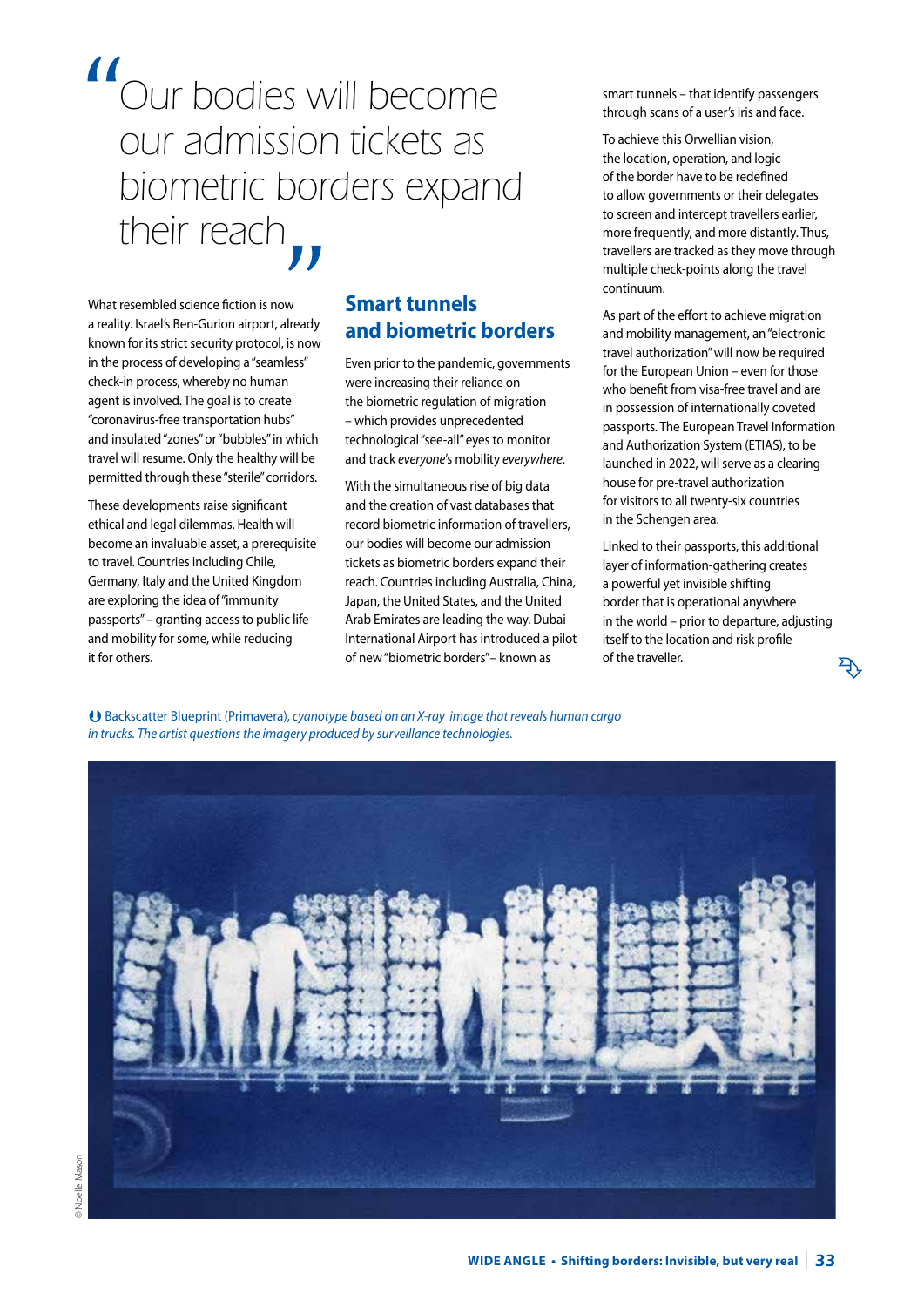> "Our bodies will become our admission tickets as biometric borders expand their reach"

What resembled science fiction is now a reality. Israel's Ben-Gurion airport, already known for its strict security protocol, is now in the process of developing a "seamless" check-in process, whereby no human agent is involved. The goal is to create "coronavirus-free transportation hubs" and insulated "zones" or "bubbles" in which travel will resume. Only the healthy will be permitted through these "sterile" corridors.

These developments raise significant ethical and legal dilemmas. Health will become an invaluable asset, a prerequisite to travel. Countries including Chile, Germany, Italy and the United Kingdom are exploring the idea of "immunity passports" – granting access to public life and mobility for some, while reducing it for others.

## Smart tunnels and biometric borders

Even prior to the pandemic, governments were increasing their reliance on the biometric regulation of migration – which provides unprecedented technological "see-all" eyes to monitor and track *everyone*'s mobility *everywhere*.

With the simultaneous rise of big data and the creation of vast databases that record biometric information of travellers, our bodies will become our admission tickets as biometric borders expand their reach. Countries including Australia, China, Japan, the United States, and the United Arab Emirates are leading the way. Dubai International Airport has introduced a pilot of new "biometric borders"– known as smart tunnels – that identify passengers through scans of a user's iris and face.

To achieve this Orwellian vision, the location, operation, and logic of the border have to be redefined to allow governments or their delegates to screen and intercept travellers earlier, more frequently, and more distantly. Thus, travellers are tracked as they move through multiple check-points along the travel continuum.

As part of the effort to achieve migration and mobility management, an "electronic travel authorization" will now be required for the European Union – even for those who benefit from visa-free travel and are in possession of internationally coveted passports. The European Travel Information and Authorization System (ETIAS), to be launched in 2022, will serve as a clearing-house for pre-travel authorization for visitors to all twenty-six countries in the Schengen area.

Linked to their passports, this additional layer of information-gathering creates a powerful yet invisible shifting border that is operational anywhere in the world – prior to departure, adjusting itself to the location and risk profile of the traveller.

Backscatter Blueprint (Primavera), *cyanotype based on an X-ray image that reveals human cargo in trucks. The artist questions the imagery produced by surveillance technologies.*

© Noelle Mason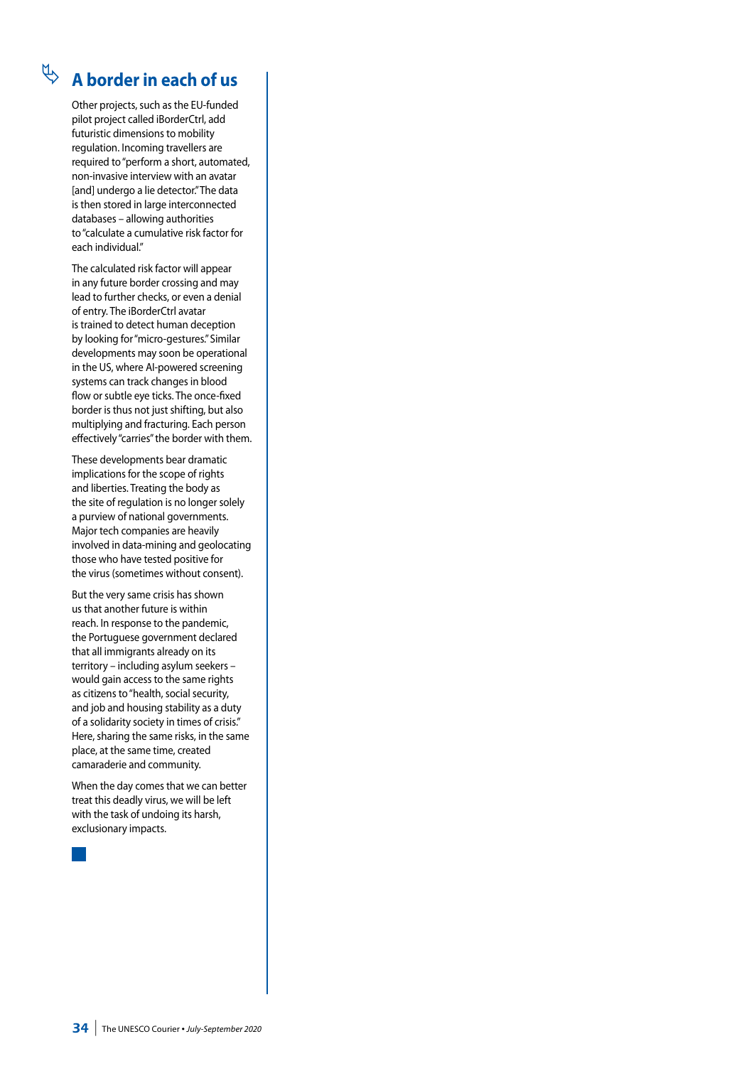## A border in each of us

Other projects, such as the EU-funded pilot project called iBorderCtrl, add futuristic dimensions to mobility regulation. Incoming travellers are required to "perform a short, automated, non-invasive interview with an avatar [and] undergo a lie detector." The data is then stored in large interconnected databases – allowing authorities to "calculate a cumulative risk factor for each individual."

The calculated risk factor will appear in any future border crossing and may lead to further checks, or even a denial of entry. The iBorderCtrl avatar is trained to detect human deception by looking for "micro-gestures." Similar developments may soon be operational in the US, where AI-powered screening systems can track changes in blood flow or subtle eye ticks. The once-fixed border is thus not just shifting, but also multiplying and fracturing. Each person effectively "carries" the border with them.

These developments bear dramatic implications for the scope of rights and liberties. Treating the body as the site of regulation is no longer solely a purview of national governments. Major tech companies are heavily involved in data-mining and geolocating those who have tested positive for the virus (sometimes without consent).

But the very same crisis has shown us that another future is within reach. In response to the pandemic, the Portuguese government declared that all immigrants already on its territory – including asylum seekers – would gain access to the same rights as citizens to "health, social security, and job and housing stability as a duty of a solidarity society in times of crisis." Here, sharing the same risks, in the same place, at the same time, created camaraderie and community.

When the day comes that we can better treat this deadly virus, we will be left with the task of undoing its harsh, exclusionary impacts.